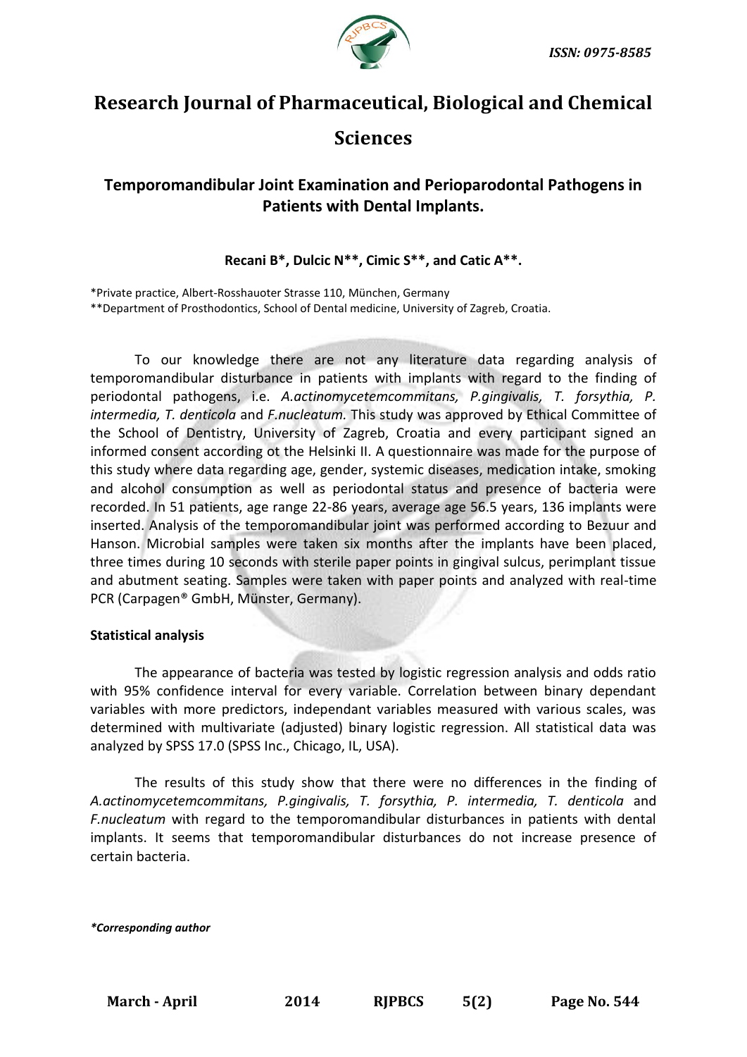# Research Journal of Pharmaceutical, Biological and Chemical Sciences

## Temporomandibular Joint Examination and Perioparodontal Pathogens in Patients with Dental Implants.

**Recani B\*, Dulcic N\*\*, Cimic S\*\*, and Catic A\*\*.**

\*Private practice, Albert-Rosshauoter Strasse 110, München, Germany
\*\*Department of Prosthodontics, School of Dental medicine, University of Zagreb, Croatia.

To our knowledge there are not any literature data regarding analysis of temporomandibular disturbance in patients with implants with regard to the finding of periodontal pathogens, i.e. *A.actinomycetemcommitans, P.gingivalis, T. forsythia, P. intermedia, T. denticola* and *F.nucleatum.* This study was approved by Ethical Committee of the School of Dentistry, University of Zagreb, Croatia and every participant signed an informed consent according ot the Helsinki II. A questionnaire was made for the purpose of this study where data regarding age, gender, systemic diseases, medication intake, smoking and alcohol consumption as well as periodontal status and presence of bacteria were recorded. In 51 patients, age range 22-86 years, average age 56.5 years, 136 implants were inserted. Analysis of the temporomandibular joint was performed according to Bezuur and Hanson. Microbial samples were taken six months after the implants have been placed, three times during 10 seconds with sterile paper points in gingival sulcus, perimplant tissue and abutment seating. Samples were taken with paper points and analyzed with real-time PCR (Carpagen® GmbH, Münster, Germany).

### Statistical analysis

The appearance of bacteria was tested by logistic regression analysis and odds ratio with 95% confidence interval for every variable. Correlation between binary dependant variables with more predictors, independant variables measured with various scales, was determined with multivariate (adjusted) binary logistic regression. All statistical data was analyzed by SPSS 17.0 (SPSS Inc., Chicago, IL, USA).

The results of this study show that there were no differences in the finding of *A.actinomycetemcommitans, P.gingivalis, T. forsythia, P. intermedia, T. denticola* and *F.nucleatum* with regard to the temporomandibular disturbances in patients with dental implants. It seems that temporomandibular disturbances do not increase presence of certain bacteria.

***\*Corresponding author***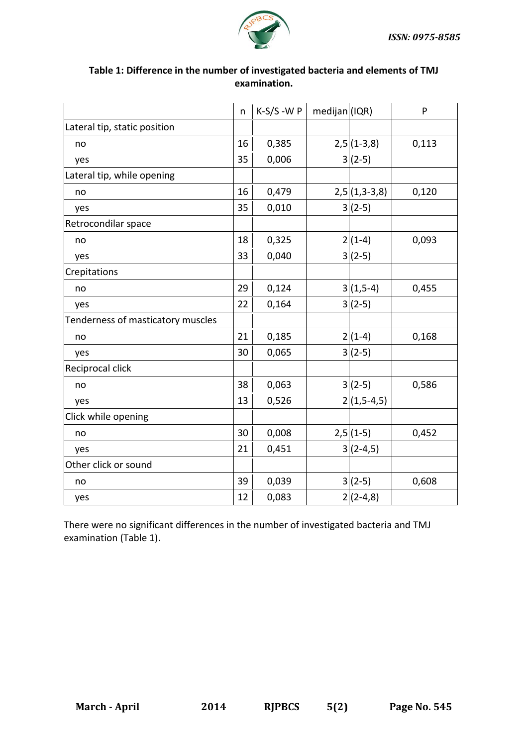**Table 1: Difference in the number of investigated bacteria and elements of TMJ examination.**

| | n | K-S/S -W P | medijan | (IQR) | P |
|---|---|---|---|---|---|
| Lateral tip, static position | | | | | |
| no | 16 | 0,385 | 2,5 | (1-3,8) | 0,113 |
| yes | 35 | 0,006 | 3 | (2-5) | |
| Lateral tip, while opening | | | | | |
| no | 16 | 0,479 | 2,5 | (1,3-3,8) | 0,120 |
| yes | 35 | 0,010 | 3 | (2-5) | |
| Retrocondilar space | | | | | |
| no | 18 | 0,325 | 2 | (1-4) | 0,093 |
| yes | 33 | 0,040 | 3 | (2-5) | |
| Crepitations | | | | | |
| no | 29 | 0,124 | 3 | (1,5-4) | 0,455 |
| yes | 22 | 0,164 | 3 | (2-5) | |
| Tenderness of masticatory muscles | | | | | |
| no | 21 | 0,185 | 2 | (1-4) | 0,168 |
| yes | 30 | 0,065 | 3 | (2-5) | |
| Reciprocal click | | | | | |
| no | 38 | 0,063 | 3 | (2-5) | 0,586 |
| yes | 13 | 0,526 | 2 | (1,5-4,5) | |
| Click while opening | | | | | |
| no | 30 | 0,008 | 2,5 | (1-5) | 0,452 |
| yes | 21 | 0,451 | 3 | (2-4,5) | |
| Other click or sound | | | | | |
| no | 39 | 0,039 | 3 | (2-5) | 0,608 |
| yes | 12 | 0,083 | 2 | (2-4,8) | |

There were no significant differences in the number of investigated bacteria and TMJ examination (Table 1).